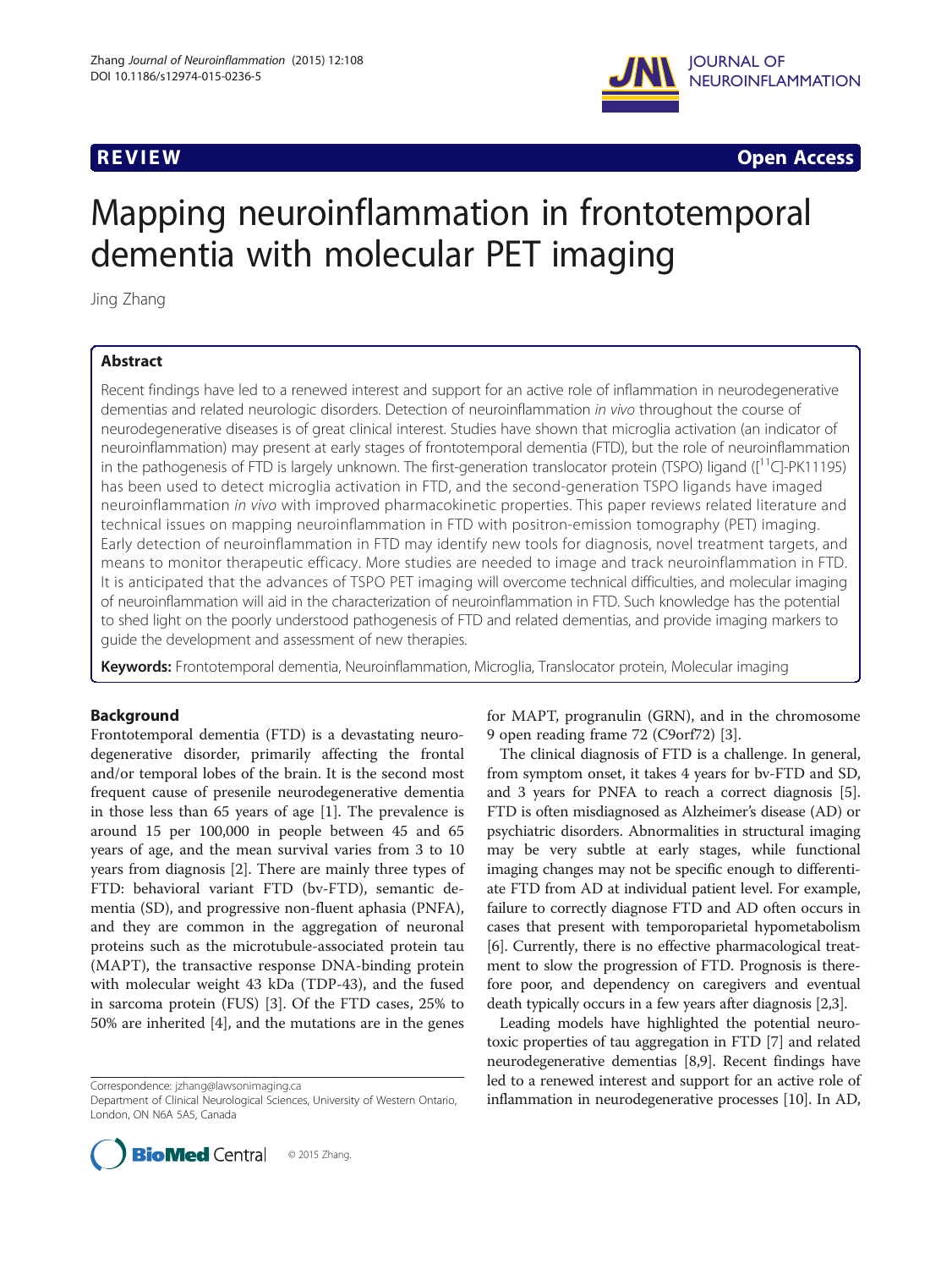REVIEW Open Access

# Mapping neuroinflammation in frontotemporal dementia with molecular PET imaging

Jing Zhang

## Abstract

Recent findings have led to a renewed interest and support for an active role of inflammation in neurodegenerative dementias and related neurologic disorders. Detection of neuroinflammation *in vivo* throughout the course of neurodegenerative diseases is of great clinical interest. Studies have shown that microglia activation (an indicator of neuroinflammation) may present at early stages of frontotemporal dementia (FTD), but the role of neuroinflammation in the pathogenesis of FTD is largely unknown. The first-generation translocator protein (TSPO) ligand ([$^{11}$C]-PK11195) has been used to detect microglia activation in FTD, and the second-generation TSPO ligands have imaged neuroinflammation *in vivo* with improved pharmacokinetic properties. This paper reviews related literature and technical issues on mapping neuroinflammation in FTD with positron-emission tomography (PET) imaging. Early detection of neuroinflammation in FTD may identify new tools for diagnosis, novel treatment targets, and means to monitor therapeutic efficacy. More studies are needed to image and track neuroinflammation in FTD. It is anticipated that the advances of TSPO PET imaging will overcome technical difficulties, and molecular imaging of neuroinflammation will aid in the characterization of neuroinflammation in FTD. Such knowledge has the potential to shed light on the poorly understood pathogenesis of FTD and related dementias, and provide imaging markers to guide the development and assessment of new therapies.

**Keywords:** Frontotemporal dementia, Neuroinflammation, Microglia, Translocator protein, Molecular imaging

## Background

Frontotemporal dementia (FTD) is a devastating neurodegenerative disorder, primarily affecting the frontal and/or temporal lobes of the brain. It is the second most frequent cause of presenile neurodegenerative dementia in those less than 65 years of age [1]. The prevalence is around 15 per 100,000 in people between 45 and 65 years of age, and the mean survival varies from 3 to 10 years from diagnosis [2]. There are mainly three types of FTD: behavioral variant FTD (bv-FTD), semantic dementia (SD), and progressive non-fluent aphasia (PNFA), and they are common in the aggregation of neuronal proteins such as the microtubule-associated protein tau (MAPT), the transactive response DNA-binding protein with molecular weight 43 kDa (TDP-43), and the fused in sarcoma protein (FUS) [3]. Of the FTD cases, 25% to 50% are inherited [4], and the mutations are in the genes for MAPT, progranulin (GRN), and in the chromosome 9 open reading frame 72 (C9orf72) [3].

The clinical diagnosis of FTD is a challenge. In general, from symptom onset, it takes 4 years for bv-FTD and SD, and 3 years for PNFA to reach a correct diagnosis [5]. FTD is often misdiagnosed as Alzheimer's disease (AD) or psychiatric disorders. Abnormalities in structural imaging may be very subtle at early stages, while functional imaging changes may not be specific enough to differentiate FTD from AD at individual patient level. For example, failure to correctly diagnose FTD and AD often occurs in cases that present with temporoparietal hypometabolism [6]. Currently, there is no effective pharmacological treatment to slow the progression of FTD. Prognosis is therefore poor, and dependency on caregivers and eventual death typically occurs in a few years after diagnosis [2,3].

Leading models have highlighted the potential neurotoxic properties of tau aggregation in FTD [7] and related neurodegenerative dementias [8,9]. Recent findings have led to a renewed interest and support for an active role of inflammation in neurodegenerative processes [10]. In AD,

Correspondence: jzhang@lawsonimaging.ca
Department of Clinical Neurological Sciences, University of Western Ontario, London, ON N6A 5A5, Canada

© 2015 Zhang.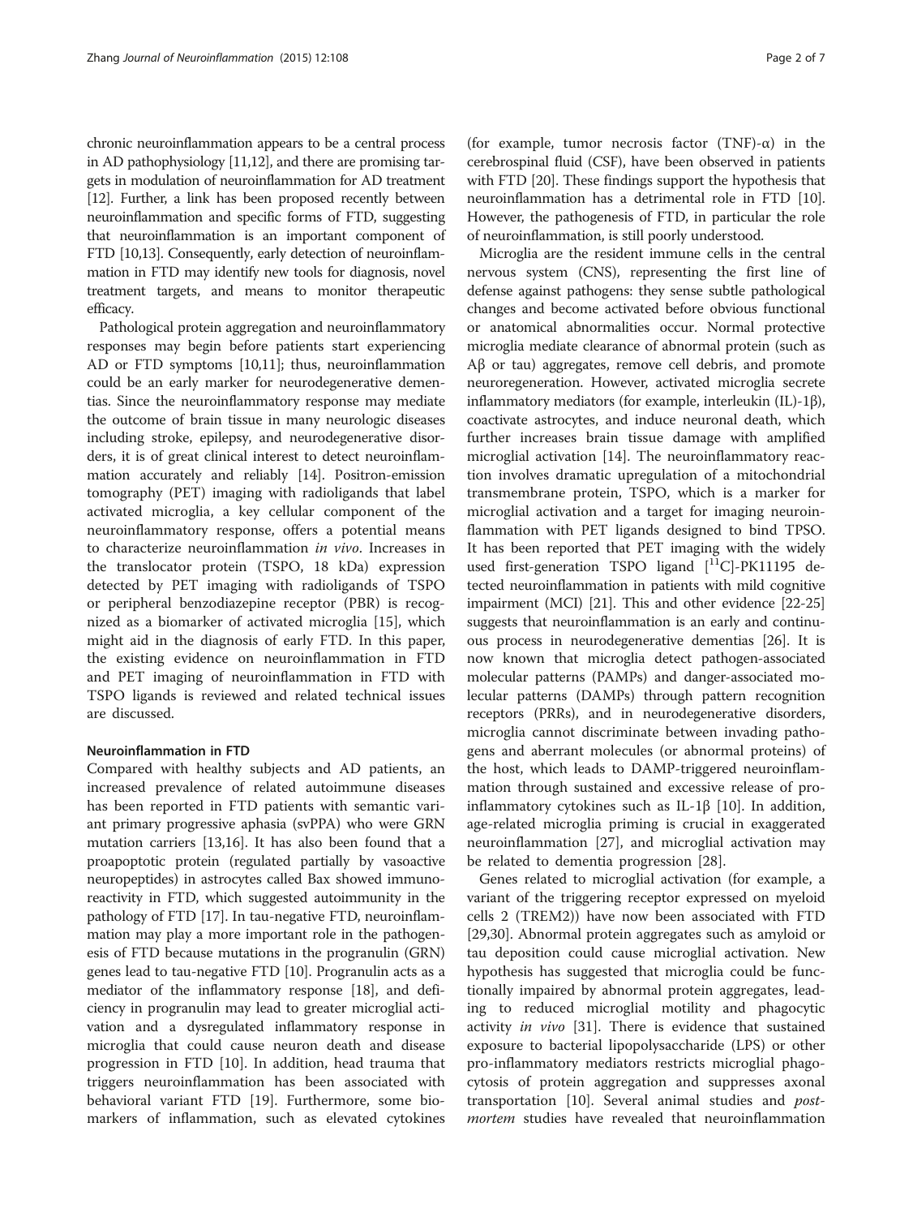chronic neuroinflammation appears to be a central process in AD pathophysiology [11,12], and there are promising targets in modulation of neuroinflammation for AD treatment [12]. Further, a link has been proposed recently between neuroinflammation and specific forms of FTD, suggesting that neuroinflammation is an important component of FTD [10,13]. Consequently, early detection of neuroinflammation in FTD may identify new tools for diagnosis, novel treatment targets, and means to monitor therapeutic efficacy.

Pathological protein aggregation and neuroinflammatory responses may begin before patients start experiencing AD or FTD symptoms [10,11]; thus, neuroinflammation could be an early marker for neurodegenerative dementias. Since the neuroinflammatory response may mediate the outcome of brain tissue in many neurologic diseases including stroke, epilepsy, and neurodegenerative disorders, it is of great clinical interest to detect neuroinflammation accurately and reliably [14]. Positron-emission tomography (PET) imaging with radioligands that label activated microglia, a key cellular component of the neuroinflammatory response, offers a potential means to characterize neuroinflammation *in vivo*. Increases in the translocator protein (TSPO, 18 kDa) expression detected by PET imaging with radioligands of TSPO or peripheral benzodiazepine receptor (PBR) is recognized as a biomarker of activated microglia [15], which might aid in the diagnosis of early FTD. In this paper, the existing evidence on neuroinflammation in FTD and PET imaging of neuroinflammation in FTD with TSPO ligands is reviewed and related technical issues are discussed.

### Neuroinflammation in FTD

Compared with healthy subjects and AD patients, an increased prevalence of related autoimmune diseases has been reported in FTD patients with semantic variant primary progressive aphasia (svPPA) who were GRN mutation carriers [13,16]. It has also been found that a proapoptotic protein (regulated partially by vasoactive neuropeptides) in astrocytes called Bax showed immunoreactivity in FTD, which suggested autoimmunity in the pathology of FTD [17]. In tau-negative FTD, neuroinflammation may play a more important role in the pathogenesis of FTD because mutations in the progranulin (GRN) genes lead to tau-negative FTD [10]. Progranulin acts as a mediator of the inflammatory response [18], and deficiency in progranulin may lead to greater microglial activation and a dysregulated inflammatory response in microglia that could cause neuron death and disease progression in FTD [10]. In addition, head trauma that triggers neuroinflammation has been associated with behavioral variant FTD [19]. Furthermore, some biomarkers of inflammation, such as elevated cytokines (for example, tumor necrosis factor (TNF)-α) in the cerebrospinal fluid (CSF), have been observed in patients with FTD [20]. These findings support the hypothesis that neuroinflammation has a detrimental role in FTD [10]. However, the pathogenesis of FTD, in particular the role of neuroinflammation, is still poorly understood.

Microglia are the resident immune cells in the central nervous system (CNS), representing the first line of defense against pathogens: they sense subtle pathological changes and become activated before obvious functional or anatomical abnormalities occur. Normal protective microglia mediate clearance of abnormal protein (such as Aβ or tau) aggregates, remove cell debris, and promote neuroregeneration. However, activated microglia secrete inflammatory mediators (for example, interleukin (IL)-1β), coactivate astrocytes, and induce neuronal death, which further increases brain tissue damage with amplified microglial activation [14]. The neuroinflammatory reaction involves dramatic upregulation of a mitochondrial transmembrane protein, TSPO, which is a marker for microglial activation and a target for imaging neuroinflammation with PET ligands designed to bind TPSO. It has been reported that PET imaging with the widely used first-generation TSPO ligand [$^{11}$C]-PK11195 detected neuroinflammation in patients with mild cognitive impairment (MCI) [21]. This and other evidence [22-25] suggests that neuroinflammation is an early and continuous process in neurodegenerative dementias [26]. It is now known that microglia detect pathogen-associated molecular patterns (PAMPs) and danger-associated molecular patterns (DAMPs) through pattern recognition receptors (PRRs), and in neurodegenerative disorders, microglia cannot discriminate between invading pathogens and aberrant molecules (or abnormal proteins) of the host, which leads to DAMP-triggered neuroinflammation through sustained and excessive release of pro-inflammatory cytokines such as IL-1β [10]. In addition, age-related microglia priming is crucial in exaggerated neuroinflammation [27], and microglial activation may be related to dementia progression [28].

Genes related to microglial activation (for example, a variant of the triggering receptor expressed on myeloid cells 2 (TREM2)) have now been associated with FTD [29,30]. Abnormal protein aggregates such as amyloid or tau deposition could cause microglial activation. New hypothesis has suggested that microglia could be functionally impaired by abnormal protein aggregates, leading to reduced microglial motility and phagocytic activity *in vivo* [31]. There is evidence that sustained exposure to bacterial lipopolysaccharide (LPS) or other pro-inflammatory mediators restricts microglial phagocytosis of protein aggregation and suppresses axonal transportation [10]. Several animal studies and *post-mortem* studies have revealed that neuroinflammation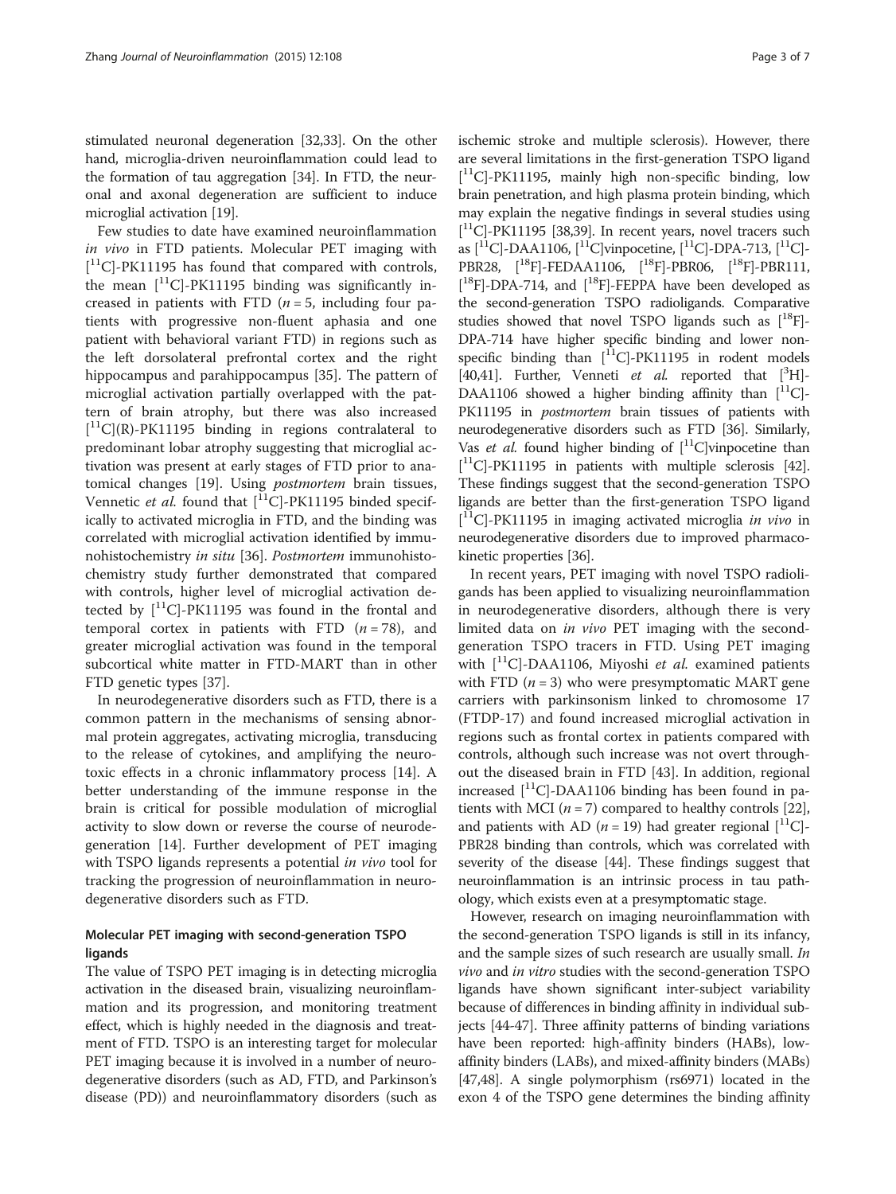stimulated neuronal degeneration [32,33]. On the other hand, microglia-driven neuroinflammation could lead to the formation of tau aggregation [34]. In FTD, the neuronal and axonal degeneration are sufficient to induce microglial activation [19].

Few studies to date have examined neuroinflammation *in vivo* in FTD patients. Molecular PET imaging with [$^{11}$C]-PK11195 has found that compared with controls, the mean [$^{11}$C]-PK11195 binding was significantly increased in patients with FTD ($n = 5$, including four patients with progressive non-fluent aphasia and one patient with behavioral variant FTD) in regions such as the left dorsolateral prefrontal cortex and the right hippocampus and parahippocampus [35]. The pattern of microglial activation partially overlapped with the pattern of brain atrophy, but there was also increased [$^{11}$C](R)-PK11195 binding in regions contralateral to predominant lobar atrophy suggesting that microglial activation was present at early stages of FTD prior to anatomical changes [19]. Using *postmortem* brain tissues, Vennetic *et al.* found that [$^{11}$C]-PK11195 binded specifically to activated microglia in FTD, and the binding was correlated with microglial activation identified by immunohistochemistry *in situ* [36]. *Postmortem* immunohistochemistry study further demonstrated that compared with controls, higher level of microglial activation detected by [$^{11}$C]-PK11195 was found in the frontal and temporal cortex in patients with FTD ($n = 78$), and greater microglial activation was found in the temporal subcortical white matter in FTD-MART than in other FTD genetic types [37].

In neurodegenerative disorders such as FTD, there is a common pattern in the mechanisms of sensing abnormal protein aggregates, activating microglia, transducing to the release of cytokines, and amplifying the neurotoxic effects in a chronic inflammatory process [14]. A better understanding of the immune response in the brain is critical for possible modulation of microglial activity to slow down or reverse the course of neurodegeneration [14]. Further development of PET imaging with TSPO ligands represents a potential *in vivo* tool for tracking the progression of neuroinflammation in neurodegenerative disorders such as FTD.

## Molecular PET imaging with second-generation TSPO ligands

The value of TSPO PET imaging is in detecting microglia activation in the diseased brain, visualizing neuroinflammation and its progression, and monitoring treatment effect, which is highly needed in the diagnosis and treatment of FTD. TSPO is an interesting target for molecular PET imaging because it is involved in a number of neurodegenerative disorders (such as AD, FTD, and Parkinson's disease (PD)) and neuroinflammatory disorders (such as ischemic stroke and multiple sclerosis). However, there are several limitations in the first-generation TSPO ligand [$^{11}$C]-PK11195, mainly high non-specific binding, low brain penetration, and high plasma protein binding, which may explain the negative findings in several studies using [$^{11}$C]-PK11195 [38,39]. In recent years, novel tracers such as [$^{11}$C]-DAA1106, [$^{11}$C]vinpocetine, [$^{11}$C]-DPA-713, [$^{11}$C]-PBR28, [$^{18}$F]-FEDAA1106, [$^{18}$F]-PBR06, [$^{18}$F]-PBR111, [$^{18}$F]-DPA-714, and [$^{18}$F]-FEPPA have been developed as the second-generation TSPO radioligands. Comparative studies showed that novel TSPO ligands such as [$^{18}$F]-DPA-714 have higher specific binding and lower non-specific binding than [$^{11}$C]-PK11195 in rodent models [40,41]. Further, Venneti *et al.* reported that [$^{3}$H]-DAA1106 showed a higher binding affinity than [$^{11}$C]-PK11195 in *postmortem* brain tissues of patients with neurodegenerative disorders such as FTD [36]. Similarly, Vas *et al.* found higher binding of [$^{11}$C]vinpocetine than [$^{11}$C]-PK11195 in patients with multiple sclerosis [42]. These findings suggest that the second-generation TSPO ligands are better than the first-generation TSPO ligand [$^{11}$C]-PK11195 in imaging activated microglia *in vivo* in neurodegenerative disorders due to improved pharmacokinetic properties [36].

In recent years, PET imaging with novel TSPO radioligands has been applied to visualizing neuroinflammation in neurodegenerative disorders, although there is very limited data on *in vivo* PET imaging with the second-generation TSPO tracers in FTD. Using PET imaging with [$^{11}$C]-DAA1106, Miyoshi *et al.* examined patients with FTD ($n = 3$) who were presymptomatic MART gene carriers with parkinsonism linked to chromosome 17 (FTDP-17) and found increased microglial activation in regions such as frontal cortex in patients compared with controls, although such increase was not overt throughout the diseased brain in FTD [43]. In addition, regional increased [$^{11}$C]-DAA1106 binding has been found in patients with MCI ($n = 7$) compared to healthy controls [22], and patients with AD ($n = 19$) had greater regional [$^{11}$C]-PBR28 binding than controls, which was correlated with severity of the disease [44]. These findings suggest that neuroinflammation is an intrinsic process in tau pathology, which exists even at a presymptomatic stage.

However, research on imaging neuroinflammation with the second-generation TSPO ligands is still in its infancy, and the sample sizes of such research are usually small. *In vivo* and *in vitro* studies with the second-generation TSPO ligands have shown significant inter-subject variability because of differences in binding affinity in individual subjects [44-47]. Three affinity patterns of binding variations have been reported: high-affinity binders (HABs), low-affinity binders (LABs), and mixed-affinity binders (MABs) [47,48]. A single polymorphism (rs6971) located in the exon 4 of the TSPO gene determines the binding affinity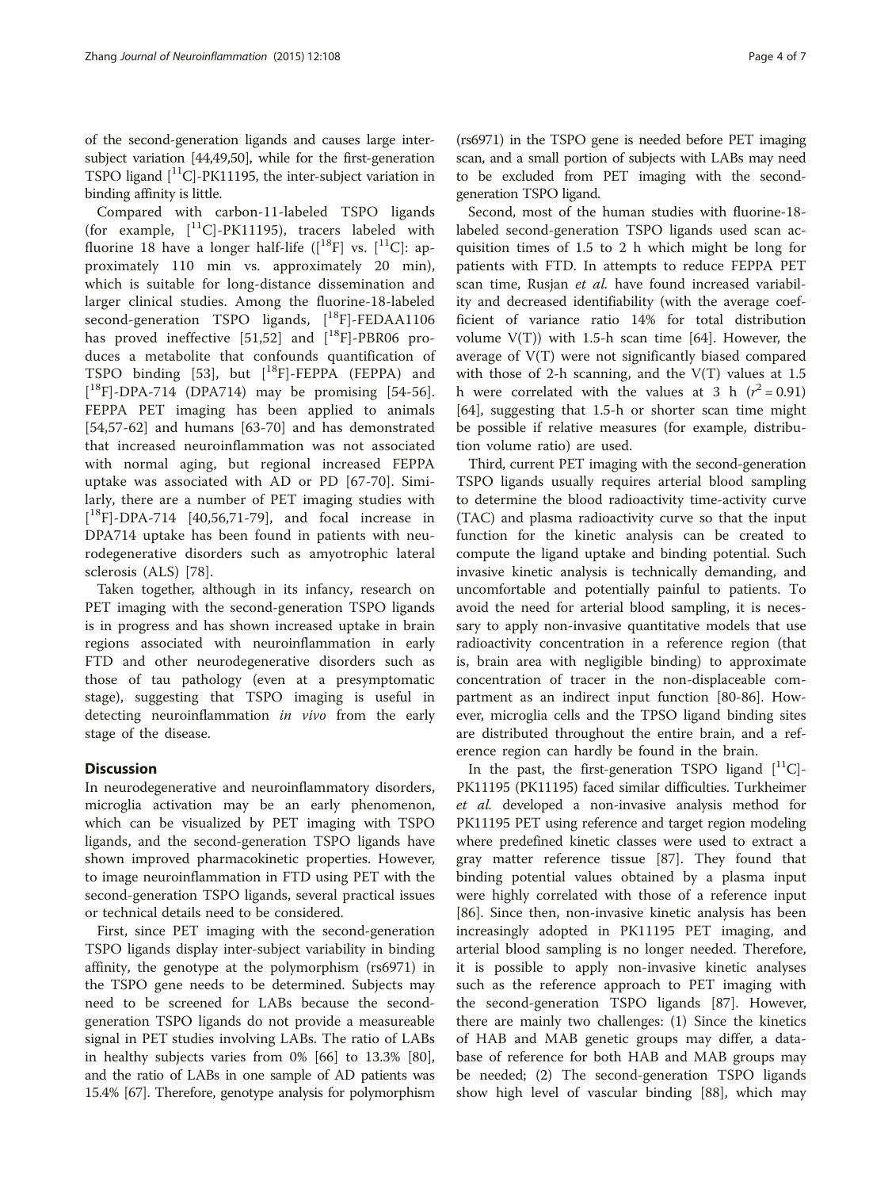of the second-generation ligands and causes large inter-subject variation [44,49,50], while for the first-generation TSPO ligand [$^{11}$C]-PK11195, the inter-subject variation in binding affinity is little.

Compared with carbon-11-labeled TSPO ligands (for example, [$^{11}$C]-PK11195), tracers labeled with fluorine 18 have a longer half-life ([$^{18}$F] vs. [$^{11}$C]: approximately 110 min vs. approximately 20 min), which is suitable for long-distance dissemination and larger clinical studies. Among the fluorine-18-labeled second-generation TSPO ligands, [$^{18}$F]-FEDAA1106 has proved ineffective [51,52] and [$^{18}$F]-PBR06 produces a metabolite that confounds quantification of TSPO binding [53], but [$^{18}$F]-FEPPA (FEPPA) and [$^{18}$F]-DPA-714 (DPA714) may be promising [54-56]. FEPPA PET imaging has been applied to animals [54,57-62] and humans [63-70] and has demonstrated that increased neuroinflammation was not associated with normal aging, but regional increased FEPPA uptake was associated with AD or PD [67-70]. Similarly, there are a number of PET imaging studies with [$^{18}$F]-DPA-714 [40,56,71-79], and focal increase in DPA714 uptake has been found in patients with neurodegenerative disorders such as amyotrophic lateral sclerosis (ALS) [78].

Taken together, although in its infancy, research on PET imaging with the second-generation TSPO ligands is in progress and has shown increased uptake in brain regions associated with neuroinflammation in early FTD and other neurodegenerative disorders such as those of tau pathology (even at a presymptomatic stage), suggesting that TSPO imaging is useful in detecting neuroinflammation *in vivo* from the early stage of the disease.

## Discussion

In neurodegenerative and neuroinflammatory disorders, microglia activation may be an early phenomenon, which can be visualized by PET imaging with TSPO ligands, and the second-generation TSPO ligands have shown improved pharmacokinetic properties. However, to image neuroinflammation in FTD using PET with the second-generation TSPO ligands, several practical issues or technical details need to be considered.

First, since PET imaging with the second-generation TSPO ligands display inter-subject variability in binding affinity, the genotype at the polymorphism (rs6971) in the TSPO gene needs to be determined. Subjects may need to be screened for LABs because the second-generation TSPO ligands do not provide a measureable signal in PET studies involving LABs. The ratio of LABs in healthy subjects varies from 0% [66] to 13.3% [80], and the ratio of LABs in one sample of AD patients was 15.4% [67]. Therefore, genotype analysis for polymorphism (rs6971) in the TSPO gene is needed before PET imaging scan, and a small portion of subjects with LABs may need to be excluded from PET imaging with the second-generation TSPO ligand.

Second, most of the human studies with fluorine-18-labeled second-generation TSPO ligands used scan acquisition times of 1.5 to 2 h which might be long for patients with FTD. In attempts to reduce FEPPA PET scan time, Rusjan *et al.* have found increased variability and decreased identifiability (with the average coefficient of variance ratio 14% for total distribution volume V(T)) with 1.5-h scan time [64]. However, the average of V(T) were not significantly biased compared with those of 2-h scanning, and the V(T) values at 1.5 h were correlated with the values at 3 h ($r^2 = 0.91$) [64], suggesting that 1.5-h or shorter scan time might be possible if relative measures (for example, distribution volume ratio) are used.

Third, current PET imaging with the second-generation TSPO ligands usually requires arterial blood sampling to determine the blood radioactivity time-activity curve (TAC) and plasma radioactivity curve so that the input function for the kinetic analysis can be created to compute the ligand uptake and binding potential. Such invasive kinetic analysis is technically demanding, and uncomfortable and potentially painful to patients. To avoid the need for arterial blood sampling, it is necessary to apply non-invasive quantitative models that use radioactivity concentration in a reference region (that is, brain area with negligible binding) to approximate concentration of tracer in the non-displaceable compartment as an indirect input function [80-86]. However, microglia cells and the TPSO ligand binding sites are distributed throughout the entire brain, and a reference region can hardly be found in the brain.

In the past, the first-generation TSPO ligand [$^{11}$C]-PK11195 (PK11195) faced similar difficulties. Turkheimer *et al.* developed a non-invasive analysis method for PK11195 PET using reference and target region modeling where predefined kinetic classes were used to extract a gray matter reference tissue [87]. They found that binding potential values obtained by a plasma input were highly correlated with those of a reference input [86]. Since then, non-invasive kinetic analysis has been increasingly adopted in PK11195 PET imaging, and arterial blood sampling is no longer needed. Therefore, it is possible to apply non-invasive kinetic analyses such as the reference approach to PET imaging with the second-generation TSPO ligands [87]. However, there are mainly two challenges: (1) Since the kinetics of HAB and MAB genetic groups may differ, a database of reference for both HAB and MAB groups may be needed; (2) The second-generation TSPO ligands show high level of vascular binding [88], which may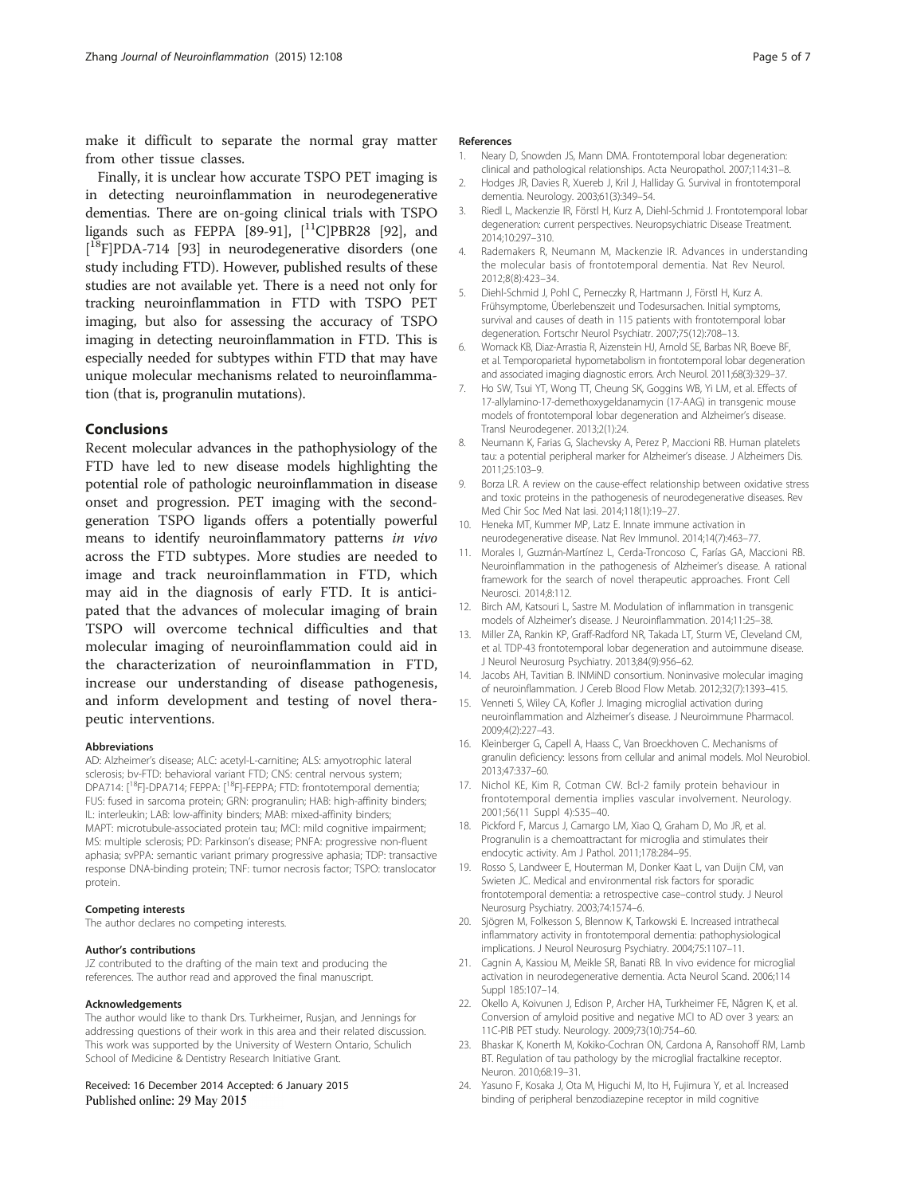make it difficult to separate the normal gray matter from other tissue classes.

Finally, it is unclear how accurate TSPO PET imaging is in detecting neuroinflammation in neurodegenerative dementias. There are on-going clinical trials with TSPO ligands such as FEPPA [89-91], [$^{11}$C]PBR28 [92], and [$^{18}$F]PDA-714 [93] in neurodegenerative disorders (one study including FTD). However, published results of these studies are not available yet. There is a need not only for tracking neuroinflammation in FTD with TSPO PET imaging, but also for assessing the accuracy of TSPO imaging in detecting neuroinflammation in FTD. This is especially needed for subtypes within FTD that may have unique molecular mechanisms related to neuroinflammation (that is, progranulin mutations).

## Conclusions

Recent molecular advances in the pathophysiology of the FTD have led to new disease models highlighting the potential role of pathologic neuroinflammation in disease onset and progression. PET imaging with the second-generation TSPO ligands offers a potentially powerful means to identify neuroinflammatory patterns *in vivo* across the FTD subtypes. More studies are needed to image and track neuroinflammation in FTD, which may aid in the diagnosis of early FTD. It is anticipated that the advances of molecular imaging of brain TSPO will overcome technical difficulties and that molecular imaging of neuroinflammation could aid in the characterization of neuroinflammation in FTD, increase our understanding of disease pathogenesis, and inform development and testing of novel therapeutic interventions.

#### Abbreviations

AD: Alzheimer's disease; ALC: acetyl-L-carnitine; ALS: amyotrophic lateral sclerosis; bv-FTD: behavioral variant FTD; CNS: central nervous system; DPA714: [$^{18}$F]-DPA714; FEPPA: [$^{18}$F]-FEPPA; FTD: frontotemporal dementia; FUS: fused in sarcoma protein; GRN: progranulin; HAB: high-affinity binders; IL: interleukin; LAB: low-affinity binders; MAB: mixed-affinity binders; MAPT: microtubule-associated protein tau; MCI: mild cognitive impairment; MS: multiple sclerosis; PD: Parkinson's disease; PNFA: progressive non-fluent aphasia; svPPA: semantic variant primary progressive aphasia; TDP: transactive response DNA-binding protein; TNF: tumor necrosis factor; TSPO: translocator protein.

#### Competing interests

The author declares no competing interests.

#### Author's contributions

JZ contributed to the drafting of the main text and producing the references. The author read and approved the final manuscript.

#### Acknowledgements

The author would like to thank Drs. Turkheimer, Rusjan, and Jennings for addressing questions of their work in this area and their related discussion. This work was supported by the University of Western Ontario, Schulich School of Medicine & Dentistry Research Initiative Grant.

Received: 16 December 2014 Accepted: 6 January 2015
Published online: 29 May 2015

#### References

1. Neary D, Snowden JS, Mann DMA. Frontotemporal lobar degeneration: clinical and pathological relationships. Acta Neuropathol. 2007;114:31–8.
2. Hodges JR, Davies R, Xuereb J, Kril J, Halliday G. Survival in frontotemporal dementia. Neurology. 2003;61(3):349–54.
3. Riedl L, Mackenzie IR, Förstl H, Kurz A, Diehl-Schmid J. Frontotemporal lobar degeneration: current perspectives. Neuropsychiatric Disease Treatment. 2014;10:297–310.
4. Rademakers R, Neumann M, Mackenzie IR. Advances in understanding the molecular basis of frontotemporal dementia. Nat Rev Neurol. 2012;8(8):423–34.
5. Diehl-Schmid J, Pohl C, Perneczky R, Hartmann J, Förstl H, Kurz A. Frühsymptome, Überlebenszeit und Todesursachen. Initial symptoms, survival and causes of death in 115 patients with frontotemporal lobar degeneration. Fortschr Neurol Psychiatr. 2007;75(12):708–13.
6. Womack KB, Diaz-Arrastia R, Aizenstein HJ, Arnold SE, Barbas NR, Boeve BF, et al. Temporoparietal hypometabolism in frontotemporal lobar degeneration and associated imaging diagnostic errors. Arch Neurol. 2011;68(3):329–37.
7. Ho SW, Tsui YT, Wong TT, Cheung SK, Goggins WB, Yi LM, et al. Effects of 17-allylamino-17-demethoxygeldanamycin (17-AAG) in transgenic mouse models of frontotemporal lobar degeneration and Alzheimer's disease. Transl Neurodegener. 2013;2(1):24.
8. Neumann K, Farias G, Slachevsky A, Perez P, Maccioni RB. Human platelets tau: a potential peripheral marker for Alzheimer's disease. J Alzheimers Dis. 2011;25:103–9.
9. Borza LR. A review on the cause-effect relationship between oxidative stress and toxic proteins in the pathogenesis of neurodegenerative diseases. Rev Med Chir Soc Med Nat Iasi. 2014;118(1):19–27.
10. Heneka MT, Kummer MP, Latz E. Innate immune activation in neurodegenerative disease. Nat Rev Immunol. 2014;14(7):463–77.
11. Morales I, Guzmán-Martínez L, Cerda-Troncoso C, Farías GA, Maccioni RB. Neuroinflammation in the pathogenesis of Alzheimer's disease. A rational framework for the search of novel therapeutic approaches. Front Cell Neurosci. 2014;8:112.
12. Birch AM, Katsouri L, Sastre M. Modulation of inflammation in transgenic models of Alzheimer's disease. J Neuroinflammation. 2014;11:25–38.
13. Miller ZA, Rankin KP, Graff-Radford NR, Takada LT, Sturm VE, Cleveland CM, et al. TDP-43 frontotemporal lobar degeneration and autoimmune disease. J Neurol Neurosurg Psychiatry. 2013;84(9):956–62.
14. Jacobs AH, Tavitian B. INMiND consortium. Noninvasive molecular imaging of neuroinflammation. J Cereb Blood Flow Metab. 2012;32(7):1393–415.
15. Venneti S, Wiley CA, Kofler J. Imaging microglial activation during neuroinflammation and Alzheimer's disease. J Neuroimmune Pharmacol. 2009;4(2):227–43.
16. Kleinberger G, Capell A, Haass C, Van Broeckhoven C. Mechanisms of granulin deficiency: lessons from cellular and animal models. Mol Neurobiol. 2013;47:337–60.
17. Nichol KE, Kim R, Cotman CW. Bcl-2 family protein behaviour in frontotemporal dementia implies vascular involvement. Neurology. 2001;56(11 Suppl 4):S35–40.
18. Pickford F, Marcus J, Camargo LM, Xiao Q, Graham D, Mo JR, et al. Progranulin is a chemoattractant for microglia and stimulates their endocytic activity. Am J Pathol. 2011;178:284–95.
19. Rosso S, Landweer E, Houterman M, Donker Kaat L, van Duijn CM, van Swieten JC. Medical and environmental risk factors for sporadic frontotemporal dementia: a retrospective case–control study. J Neurol Neurosurg Psychiatry. 2003;74:1574–6.
20. Sjögren M, Folkesson S, Blennow K, Tarkowski E. Increased intrathecal inflammatory activity in frontotemporal dementia: pathophysiological implications. J Neurol Neurosurg Psychiatry. 2004;75:1107–11.
21. Cagnin A, Kassiou M, Meikle SR, Banati RB. In vivo evidence for microglial activation in neurodegenerative dementia. Acta Neurol Scand. 2006;114 Suppl 185:107–14.
22. Okello A, Koivunen J, Edison P, Archer HA, Turkheimer FE, Någren K, et al. Conversion of amyloid positive and negative MCI to AD over 3 years: an 11C-PIB PET study. Neurology. 2009;73(10):754–60.
23. Bhaskar K, Konerth M, Kokiko-Cochran ON, Cardona A, Ransohoff RM, Lamb BT. Regulation of tau pathology by the microglial fractalkine receptor. Neuron. 2010;68:19–31.
24. Yasuno F, Kosaka J, Ota M, Higuchi M, Ito H, Fujimura Y, et al. Increased binding of peripheral benzodiazepine receptor in mild cognitive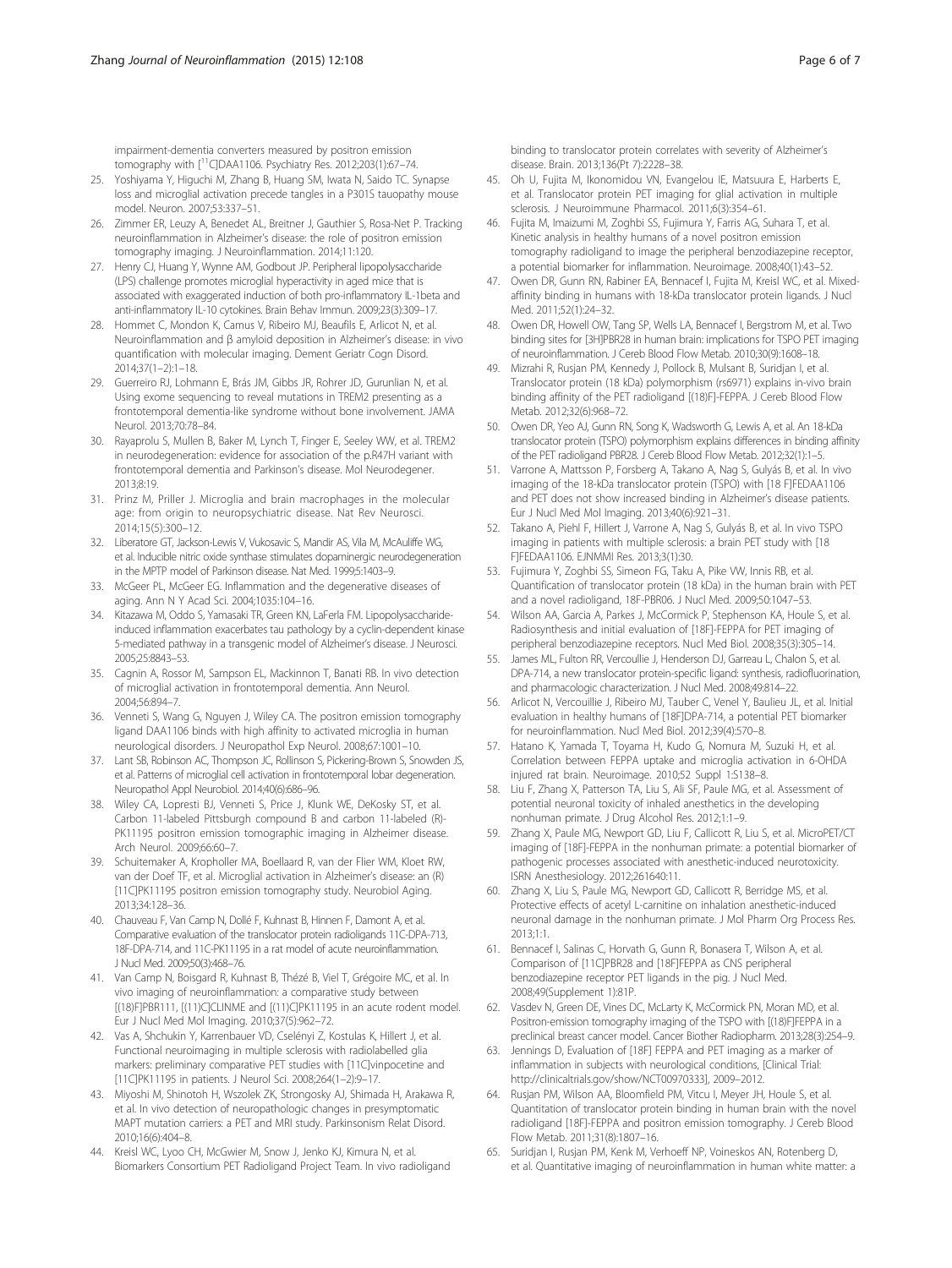impairment-dementia converters measured by positron emission tomography with [$^{11}$C]DAA1106. Psychiatry Res. 2012;203(1):67–74.

25. Yoshiyama Y, Higuchi M, Zhang B, Huang SM, Iwata N, Saido TC. Synapse loss and microglial activation precede tangles in a P301S tauopathy mouse model. Neuron. 2007;53:337–51.
26. Zimmer ER, Leuzy A, Benedet AL, Breitner J, Gauthier S, Rosa-Net P. Tracking neuroinflammation in Alzheimer's disease: the role of positron emission tomography imaging. J Neuroinflammation. 2014;11:120.
27. Henry CJ, Huang Y, Wynne AM, Godbout JP. Peripheral lipopolysaccharide (LPS) challenge promotes microglial hyperactivity in aged mice that is associated with exaggerated induction of both pro-inflammatory IL-1beta and anti-inflammatory IL-10 cytokines. Brain Behav Immun. 2009;23(3):309–17.
28. Hommet C, Mondon K, Camus V, Ribeiro MJ, Beaufils E, Arlicot N, et al. Neuroinflammation and β amyloid deposition in Alzheimer's disease: in vivo quantification with molecular imaging. Dement Geriatr Cogn Disord. 2014;37(1–2):1–18.
29. Guerreiro RJ, Lohmann E, Brás JM, Gibbs JR, Rohrer JD, Gurunlian N, et al. Using exome sequencing to reveal mutations in TREM2 presenting as a frontotemporal dementia-like syndrome without bone involvement. JAMA Neurol. 2013;70:78–84.
30. Rayaprolu S, Mullen B, Baker M, Lynch T, Finger E, Seeley WW, et al. TREM2 in neurodegeneration: evidence for association of the p.R47H variant with frontotemporal dementia and Parkinson's disease. Mol Neurodegener. 2013;8:19.
31. Prinz M, Priller J. Microglia and brain macrophages in the molecular age: from origin to neuropsychiatric disease. Nat Rev Neurosci. 2014;15(5):300–12.
32. Liberatore GT, Jackson-Lewis V, Vukosavic S, Mandir AS, Vila M, McAuliffe WG, et al. Inducible nitric oxide synthase stimulates dopaminergic neurodegeneration in the MPTP model of Parkinson disease. Nat Med. 1999;5:1403–9.
33. McGeer PL, McGeer EG. Inflammation and the degenerative diseases of aging. Ann N Y Acad Sci. 2004;1035:104–16.
34. Kitazawa M, Oddo S, Yamasaki TR, Green KN, LaFerla FM. Lipopolysaccharide-induced inflammation exacerbates tau pathology by a cyclin-dependent kinase 5-mediated pathway in a transgenic model of Alzheimer's disease. J Neurosci. 2005;25:8843–53.
35. Cagnin A, Rossor M, Sampson EL, Mackinnon T, Banati RB. In vivo detection of microglial activation in frontotemporal dementia. Ann Neurol. 2004;56:894–7.
36. Venneti S, Wang G, Nguyen J, Wiley CA. The positron emission tomography ligand DAA1106 binds with high affinity to activated microglia in human neurological disorders. J Neuropathol Exp Neurol. 2008;67:1001–10.
37. Lant SB, Robinson AC, Thompson JC, Rollinson S, Pickering-Brown S, Snowden JS, et al. Patterns of microglial cell activation in frontotemporal lobar degeneration. Neuropathol Appl Neurobiol. 2014;40(6):686–96.
38. Wiley CA, Lopresti BJ, Venneti S, Price J, Klunk WE, DeKosky ST, et al. Carbon 11-labeled Pittsburgh compound B and carbon 11-labeled (R)-PK11195 positron emission tomographic imaging in Alzheimer disease. Arch Neurol. 2009;66:60–7.
39. Schuitemaker A, Kropholler MA, Boellaard R, van der Flier WM, Kloet RW, van der Doef TF, et al. Microglial activation in Alzheimer's disease: an (R)[11C]PK11195 positron emission tomography study. Neurobiol Aging. 2013;34:128–36.
40. Chauveau F, Van Camp N, Dollé F, Kuhnast B, Hinnen F, Damont A, et al. Comparative evaluation of the translocator protein radioligands 11C-DPA-713, 18F-DPA-714, and 11C-PK11195 in a rat model of acute neuroinflammation. J Nucl Med. 2009;50(3):468–76.
41. Van Camp N, Boisgard R, Kuhnast B, Thézé B, Viel T, Grégoire MC, et al. In vivo imaging of neuroinflammation: a comparative study between [(18)F]PBR111, [(11)C]CLINME and [(11)C]PK11195 in an acute rodent model. Eur J Nucl Med Mol Imaging. 2010;37(5):962–72.
42. Vas A, Shchukin Y, Karrenbauer VD, Cselényi Z, Kostulas K, Hillert J, et al. Functional neuroimaging in multiple sclerosis with radiolabelled glia markers: preliminary comparative PET studies with [11C]vinpocetine and [11C]PK11195 in patients. J Neurol Sci. 2008;264(1–2):9–17.
43. Miyoshi M, Shinotoh H, Wszolek ZK, Strongosky AJ, Shimada H, Arakawa R, et al. In vivo detection of neuropathologic changes in presymptomatic MAPT mutation carriers: a PET and MRI study. Parkinsonism Relat Disord. 2010;16(6):404–8.
44. Kreisl WC, Lyoo CH, McGwier M, Snow J, Jenko KJ, Kimura N, et al. Biomarkers Consortium PET Radioligand Project Team. In vivo radioligand binding to translocator protein correlates with severity of Alzheimer's disease. Brain. 2013;136(Pt 7):2228–38.
45. Oh U, Fujita M, Ikonomidou VN, Evangelou IE, Matsuura E, Harberts E, et al. Translocator protein PET imaging for glial activation in multiple sclerosis. J Neuroimmune Pharmacol. 2011;6(3):354–61.
46. Fujita M, Imaizumi M, Zoghbi SS, Fujimura Y, Farris AG, Suhara T, et al. Kinetic analysis in healthy humans of a novel positron emission tomography radioligand to image the peripheral benzodiazepine receptor, a potential biomarker for inflammation. Neuroimage. 2008;40(1):43–52.
47. Owen DR, Gunn RN, Rabiner EA, Bennacef I, Fujita M, Kreisl WC, et al. Mixed-affinity binding in humans with 18-kDa translocator protein ligands. J Nucl Med. 2011;52(1):24–32.
48. Owen DR, Howell OW, Tang SP, Wells LA, Bennacef I, Bergstrom M, et al. Two binding sites for [3H]PBR28 in human brain: implications for TSPO PET imaging of neuroinflammation. J Cereb Blood Flow Metab. 2010;30(9):1608–18.
49. Mizrahi R, Rusjan PM, Kennedy J, Pollock B, Mulsant B, Suridjan I, et al. Translocator protein (18 kDa) polymorphism (rs6971) explains in-vivo brain binding affinity of the PET radioligand [(18)F]-FEPPA. J Cereb Blood Flow Metab. 2012;32(6):968–72.
50. Owen DR, Yeo AJ, Gunn RN, Song K, Wadsworth G, Lewis A, et al. An 18-kDa translocator protein (TSPO) polymorphism explains differences in binding affinity of the PET radioligand PBR28. J Cereb Blood Flow Metab. 2012;32(1):1–5.
51. Varrone A, Mattsson P, Forsberg A, Takano A, Nag S, Gulyás B, et al. In vivo imaging of the 18-kDa translocator protein (TSPO) with [18 F]FEDAA1106 and PET does not show increased binding in Alzheimer's disease patients. Eur J Nucl Med Mol Imaging. 2013;40(6):921–31.
52. Takano A, Piehl F, Hillert J, Varrone A, Nag S, Gulyás B, et al. In vivo TSPO imaging in patients with multiple sclerosis: a brain PET study with [18 F]FEDAA1106. EJNMMI Res. 2013;3(1):30.
53. Fujimura Y, Zoghbi SS, Simeon FG, Taku A, Pike VW, Innis RB, et al. Quantification of translocator protein (18 kDa) in the human brain with PET and a novel radioligand, 18F-PBR06. J Nucl Med. 2009;50:1047–53.
54. Wilson AA, Garcia A, Parkes J, McCormick P, Stephenson KA, Houle S, et al. Radiosynthesis and initial evaluation of [18F]-FEPPA for PET imaging of peripheral benzodiazepine receptors. Nucl Med Biol. 2008;35(3):305–14.
55. James ML, Fulton RR, Vercoullie J, Henderson DJ, Garreau L, Chalon S, et al. DPA-714, a new translocator protein-specific ligand: synthesis, radiofluorination, and pharmacologic characterization. J Nucl Med. 2008;49:814–22.
56. Arlicot N, Vercouillie J, Ribeiro MJ, Tauber C, Venel Y, Baulieu JL, et al. Initial evaluation in healthy humans of [18F]DPA-714, a potential PET biomarker for neuroinflammation. Nucl Med Biol. 2012;39(4):570–8.
57. Hatano K, Yamada T, Toyama H, Kudo G, Nomura M, Suzuki H, et al. Correlation between FEPPA uptake and microglia activation in 6-OHDA injured rat brain. Neuroimage. 2010;52 Suppl 1:S138–8.
58. Liu F, Zhang X, Patterson TA, Liu S, Ali SF, Paule MG, et al. Assessment of potential neuronal toxicity of inhaled anesthetics in the developing nonhuman primate. J Drug Alcohol Res. 2012;1:1–9.
59. Zhang X, Paule MG, Newport GD, Liu F, Callicott R, Liu S, et al. MicroPET/CT imaging of [18F]-FEPPA in the nonhuman primate: a potential biomarker of pathogenic processes associated with anesthetic-induced neurotoxicity. ISRN Anesthesiology. 2012;261640:11.
60. Zhang X, Liu S, Paule MG, Newport GD, Callicott R, Berridge MS, et al. Protective effects of acetyl L-carnitine on inhalation anesthetic-induced neuronal damage in the nonhuman primate. J Mol Pharm Org Process Res. 2013;1:1.
61. Bennacef I, Salinas C, Horvath G, Gunn R, Bonasera T, Wilson A, et al. Comparison of [11C]PBR28 and [18F]FEPPA as CNS peripheral benzodiazepine receptor PET ligands in the pig. J Nucl Med. 2008;49(Supplement 1):81P.
62. Vasdev N, Green DE, Vines DC, McLarty K, McCormick PN, Moran MD, et al. Positron-emission tomography imaging of the TSPO with [(18)F]FEPPA in a preclinical breast cancer model. Cancer Biother Radiopharm. 2013;28(3):254–9.
63. Jennings D, Evaluation of [18F] FEPPA and PET imaging as a marker of inflammation in subjects with neurological conditions, [Clinical Trial: http://clinicaltrials.gov/show/NCT00970333], 2009–2012.
64. Rusjan PM, Wilson AA, Bloomfield PM, Vitcu I, Meyer JH, Houle S, et al. Quantitation of translocator protein binding in human brain with the novel radioligand [18F]-FEPPA and positron emission tomography. J Cereb Blood Flow Metab. 2011;31(8):1807–16.
65. Suridjan I, Rusjan PM, Kenk M, Verhoeff NP, Voineskos AN, Rotenberg D, et al. Quantitative imaging of neuroinflammation in human white matter: a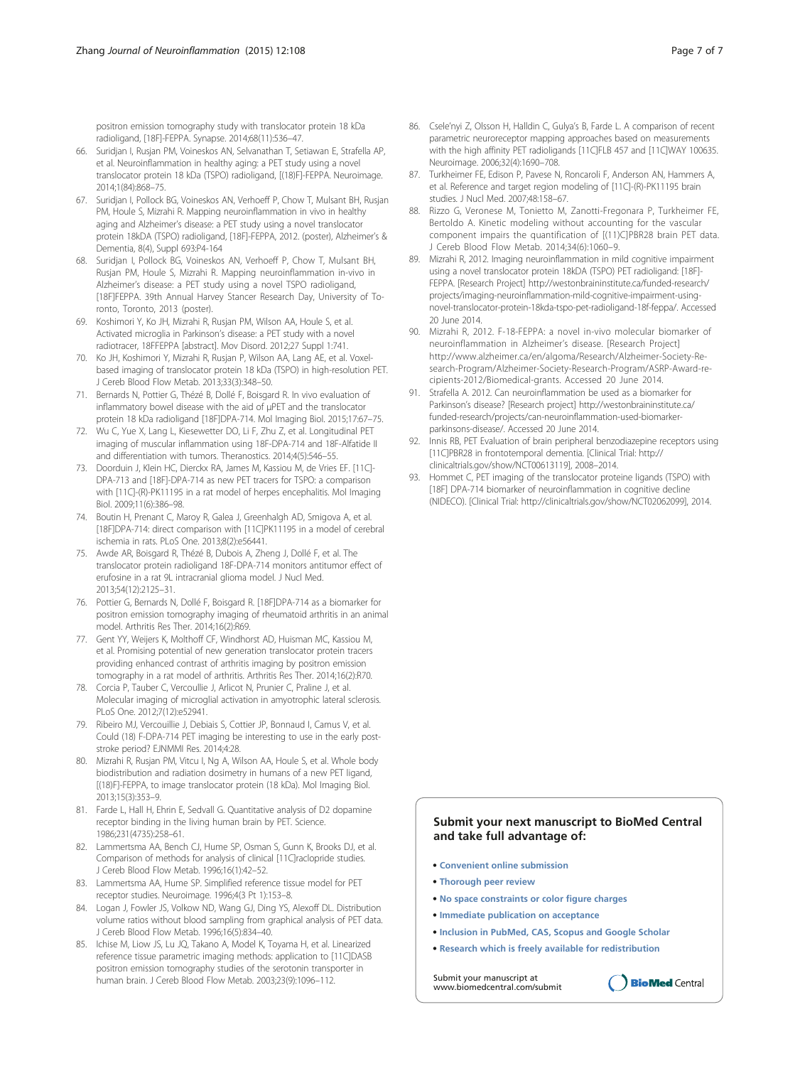positron emission tomography study with translocator protein 18 kDa radioligand, [18F]-FEPPA. Synapse. 2014;68(11):536–47.

66. Suridjan I, Rusjan PM, Voineskos AN, Selvanathan T, Setiawan E, Strafella AP, et al. Neuroinflammation in healthy aging: a PET study using a novel translocator protein 18 kDa (TSPO) radioligand, [(18)F]-FEPPA. Neuroimage. 2014;1(84):868–75.
67. Suridjan I, Pollock BG, Voineskos AN, Verhoeff P, Chow T, Mulsant BH, Rusjan PM, Houle S, Mizrahi R. Mapping neuroinflammation in vivo in healthy aging and Alzheimer's disease: a PET study using a novel translocator protein 18kDA (TSPO) radioligand, [18F]-FEPPA, 2012. (poster), Alzheimer's & Dementia, 8(4), Suppl 693:P4-164
68. Suridjan I, Pollock BG, Voineskos AN, Verhoeff P, Chow T, Mulsant BH, Rusjan PM, Houle S, Mizrahi R. Mapping neuroinflammation in-vivo in Alzheimer's disease: a PET study using a novel TSPO radioligand, [18F]FEPPA. 39th Annual Harvey Stancer Research Day, University of Toronto, Toronto, 2013 (poster).
69. Koshimori Y, Ko JH, Mizrahi R, Rusjan PM, Wilson AA, Houle S, et al. Activated microglia in Parkinson's disease: a PET study with a novel radiotracer, 18FFEPPA [abstract]. Mov Disord. 2012;27 Suppl 1:741.
70. Ko JH, Koshimori Y, Mizrahi R, Rusjan P, Wilson AA, Lang AE, et al. Voxel-based imaging of translocator protein 18 kDa (TSPO) in high-resolution PET. J Cereb Blood Flow Metab. 2013;33(3):348–50.
71. Bernards N, Pottier G, Thézé B, Dollé F, Boisgard R. In vivo evaluation of inflammatory bowel disease with the aid of μPET and the translocator protein 18 kDa radioligand [18F]DPA-714. Mol Imaging Biol. 2015;17:67–75.
72. Wu C, Yue X, Lang L, Kiesewetter DO, Li F, Zhu Z, et al. Longitudinal PET imaging of muscular inflammation using 18F-DPA-714 and 18F-Alfatide II and differentiation with tumors. Theranostics. 2014;4(5):546–55.
73. Doorduin J, Klein HC, Dierckx RA, James M, Kassiou M, de Vries EF. [11C]-DPA-713 and [18F]-DPA-714 as new PET tracers for TSPO: a comparison with [11C]-(R)-PK11195 in a rat model of herpes encephalitis. Mol Imaging Biol. 2009;11(6):386–98.
74. Boutin H, Prenant C, Maroy R, Galea J, Greenhalgh AD, Smigova A, et al. [18F]DPA-714: direct comparison with [11C]PK11195 in a model of cerebral ischemia in rats. PLoS One. 2013;8(2):e56441.
75. Awde AR, Boisgard R, Thézé B, Dubois A, Zheng J, Dollé F, et al. The translocator protein radioligand 18F-DPA-714 monitors antitumor effect of erufosine in a rat 9L intracranial glioma model. J Nucl Med. 2013;54(12):2125–31.
76. Pottier G, Bernards N, Dollé F, Boisgard R. [18F]DPA-714 as a biomarker for positron emission tomography imaging of rheumatoid arthritis in an animal model. Arthritis Res Ther. 2014;16(2):R69.
77. Gent YY, Weijers K, Molthoff CF, Windhorst AD, Huisman MC, Kassiou M, et al. Promising potential of new generation translocator protein tracers providing enhanced contrast of arthritis imaging by positron emission tomography in a rat model of arthritis. Arthritis Res Ther. 2014;16(2):R70.
78. Corcia P, Tauber C, Vercoullie J, Arlicot N, Prunier C, Praline J, et al. Molecular imaging of microglial activation in amyotrophic lateral sclerosis. PLoS One. 2012;7(12):e52941.
79. Ribeiro MJ, Vercouillie J, Debiais S, Cottier JP, Bonnaud I, Camus V, et al. Could (18) F-DPA-714 PET imaging be interesting to use in the early post-stroke period? EJNMMI Res. 2014;4:28.
80. Mizrahi R, Rusjan PM, Vitcu I, Ng A, Wilson AA, Houle S, et al. Whole body biodistribution and radiation dosimetry in humans of a new PET ligand, [(18)F]-FEPPA, to image translocator protein (18 kDa). Mol Imaging Biol. 2013;15(3):353–9.
81. Farde L, Hall H, Ehrin E, Sedvall G. Quantitative analysis of D2 dopamine receptor binding in the living human brain by PET. Science. 1986;231(4735):258–61.
82. Lammertsma AA, Bench CJ, Hume SP, Osman S, Gunn K, Brooks DJ, et al. Comparison of methods for analysis of clinical [11C]raclopride studies. J Cereb Blood Flow Metab. 1996;16(1):42–52.
83. Lammertsma AA, Hume SP. Simplified reference tissue model for PET receptor studies. Neuroimage. 1996;4(3 Pt 1):153–8.
84. Logan J, Fowler JS, Volkow ND, Wang GJ, Ding YS, Alexoff DL. Distribution volume ratios without blood sampling from graphical analysis of PET data. J Cereb Blood Flow Metab. 1996;16(5):834–40.
85. Ichise M, Liow JS, Lu JQ, Takano A, Model K, Toyama H, et al. Linearized reference tissue parametric imaging methods: application to [11C]DASB positron emission tomography studies of the serotonin transporter in human brain. J Cereb Blood Flow Metab. 2003;23(9):1096–112.
86. Csele'nyi Z, Olsson H, Halldin C, Gulya's B, Farde L. A comparison of recent parametric neuroreceptor mapping approaches based on measurements with the high affinity PET radioligands [11C]FLB 457 and [11C]WAY 100635. Neuroimage. 2006;32(4):1690–708.
87. Turkheimer FE, Edison P, Pavese N, Roncaroli F, Anderson AN, Hammers A, et al. Reference and target region modeling of [11C]-(R)-PK11195 brain studies. J Nucl Med. 2007;48:158–67.
88. Rizzo G, Veronese M, Tonietto M, Zanotti-Fregonara P, Turkheimer FE, Bertoldo A. Kinetic modeling without accounting for the vascular component impairs the quantification of [(11)C]PBR28 brain PET data. J Cereb Blood Flow Metab. 2014;34(6):1060–9.
89. Mizrahi R, 2012. Imaging neuroinflammation in mild cognitive impairment using a novel translocator protein 18kDA (TSPO) PET radioligand: [18F]-FEPPA. [Research Project] http://westonbraininstitute.ca/funded-research/projects/imaging-neuroinflammation-mild-cognitive-impairment-using-novel-translocator-protein-18kda-tspo-pet-radioligand-18f-feppa/. Accessed 20 June 2014.
90. Mizrahi R, 2012. F-18-FEPPA: a novel in-vivo molecular biomarker of neuroinflammation in Alzheimer's disease. [Research Project] http://www.alzheimer.ca/en/algoma/Research/Alzheimer-Society-Research-Program/Alzheimer-Society-Research-Program/ASRP-Award-recipients-2012/Biomedical-grants. Accessed 20 June 2014.
91. Strafella A. 2012. Can neuroinflammation be used as a biomarker for Parkinson's disease? [Research project] http://westonbraininstitute.ca/funded-research/projects/can-neuroinflammation-used-biomarker-parkinsons-disease/. Accessed 20 June 2014.
92. Innis RB, PET Evaluation of brain peripheral benzodiazepine receptors using [11C]PBR28 in frontotemporal dementia. [Clinical Trial: http://clinicaltrials.gov/show/NCT00613119], 2008–2014.
93. Hommet C, PET imaging of the translocator proteine ligands (TSPO) with [18F] DPA-714 biomarker of neuroinflammation in cognitive decline (NIDECO). [Clinical Trial: http://clinicaltrials.gov/show/NCT02062099], 2014.

**Submit your next manuscript to BioMed Central and take full advantage of:**

- **Convenient online submission**
- **Thorough peer review**
- **No space constraints or color figure charges**
- **Immediate publication on acceptance**
- **Inclusion in PubMed, CAS, Scopus and Google Scholar**
- **Research which is freely available for redistribution**

Submit your manuscript at www.biomedcentral.com/submit

BioMed Central